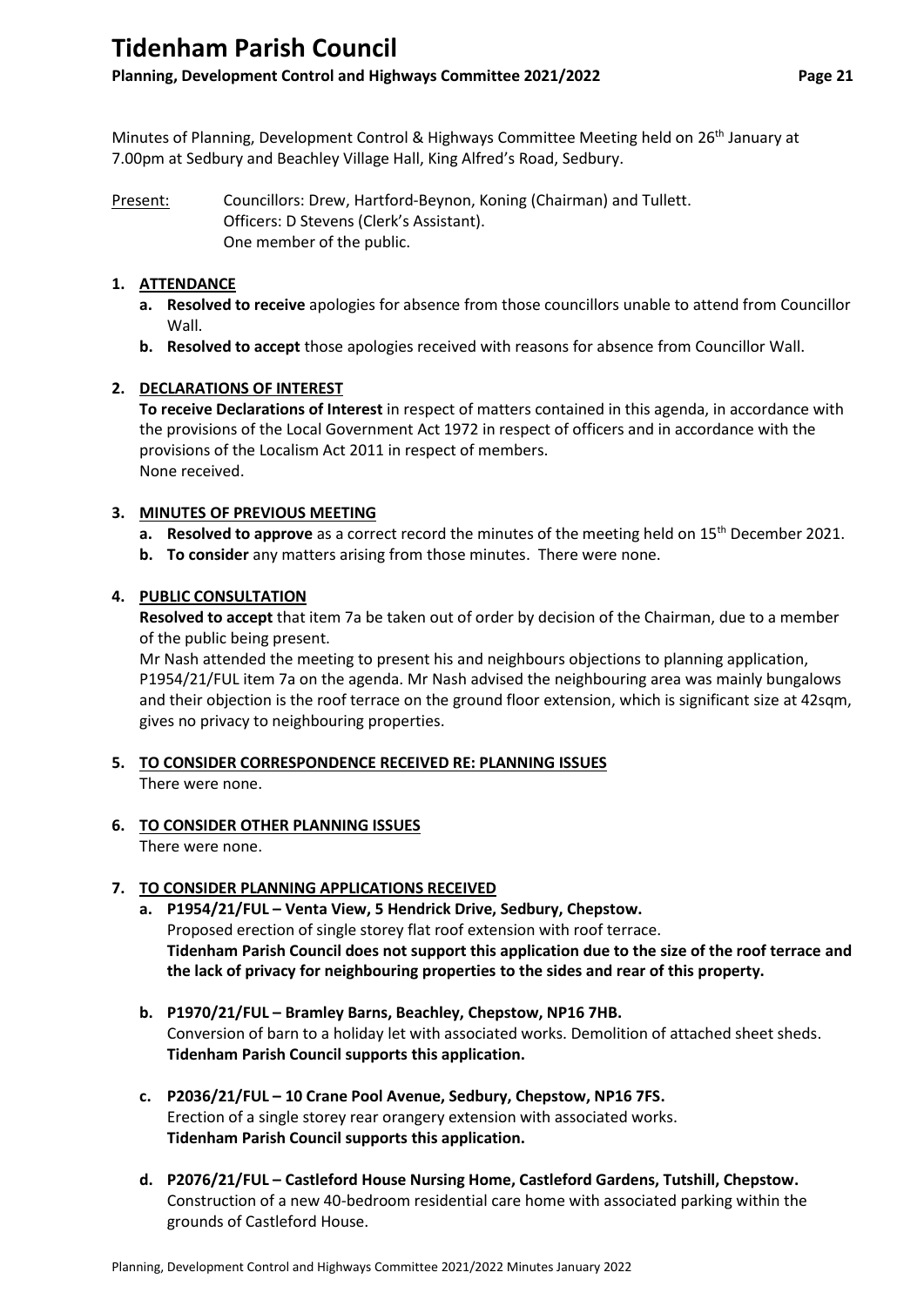# Tidenham Parish Council

**Planning, Development Control and Highways Committee 2021/2022**

Minutes of Planning, Development Control & Highways Committee Meeting held on 26th January at 7.00pm at Sedbury and Beachley Village Hall, King Alfred's Road, Sedbury.

Present: Councillors: Drew, Hartford-Beynon, Koning (Chairman) and Tullett.
Officers: D Stevens (Clerk's Assistant).
One member of the public.

1. **ATTENDANCE**
   a. **Resolved to receive** apologies for absence from those councillors unable to attend from Councillor Wall.
   b. **Resolved to accept** those apologies received with reasons for absence from Councillor Wall.

2. **DECLARATIONS OF INTEREST**
   **To receive Declarations of Interest** in respect of matters contained in this agenda, in accordance with the provisions of the Local Government Act 1972 in respect of officers and in accordance with the provisions of the Localism Act 2011 in respect of members.
   None received.

3. **MINUTES OF PREVIOUS MEETING**
   a. **Resolved to approve** as a correct record the minutes of the meeting held on 15th December 2021.
   b. **To consider** any matters arising from those minutes. There were none.

4. **PUBLIC CONSULTATION**
   **Resolved to accept** that item 7a be taken out of order by decision of the Chairman, due to a member of the public being present.
   Mr Nash attended the meeting to present his and neighbours objections to planning application, P1954/21/FUL item 7a on the agenda. Mr Nash advised the neighbouring area was mainly bungalows and their objection is the roof terrace on the ground floor extension, which is significant size at 42sqm, gives no privacy to neighbouring properties.

5. **TO CONSIDER CORRESPONDENCE RECEIVED RE: PLANNING ISSUES**
   There were none.

6. **TO CONSIDER OTHER PLANNING ISSUES**
   There were none.

7. **TO CONSIDER PLANNING APPLICATIONS RECEIVED**
   a. **P1954/21/FUL – Venta View, 5 Hendrick Drive, Sedbury, Chepstow.**
      Proposed erection of single storey flat roof extension with roof terrace.
      **Tidenham Parish Council does not support this application due to the size of the roof terrace and the lack of privacy for neighbouring properties to the sides and rear of this property.**

   b. **P1970/21/FUL – Bramley Barns, Beachley, Chepstow, NP16 7HB.**
      Conversion of barn to a holiday let with associated works. Demolition of attached sheet sheds.
      **Tidenham Parish Council supports this application.**

   c. **P2036/21/FUL – 10 Crane Pool Avenue, Sedbury, Chepstow, NP16 7FS.**
      Erection of a single storey rear orangery extension with associated works.
      **Tidenham Parish Council supports this application.**

   d. **P2076/21/FUL – Castleford House Nursing Home, Castleford Gardens, Tutshill, Chepstow.**
      Construction of a new 40-bedroom residential care home with associated parking within the grounds of Castleford House.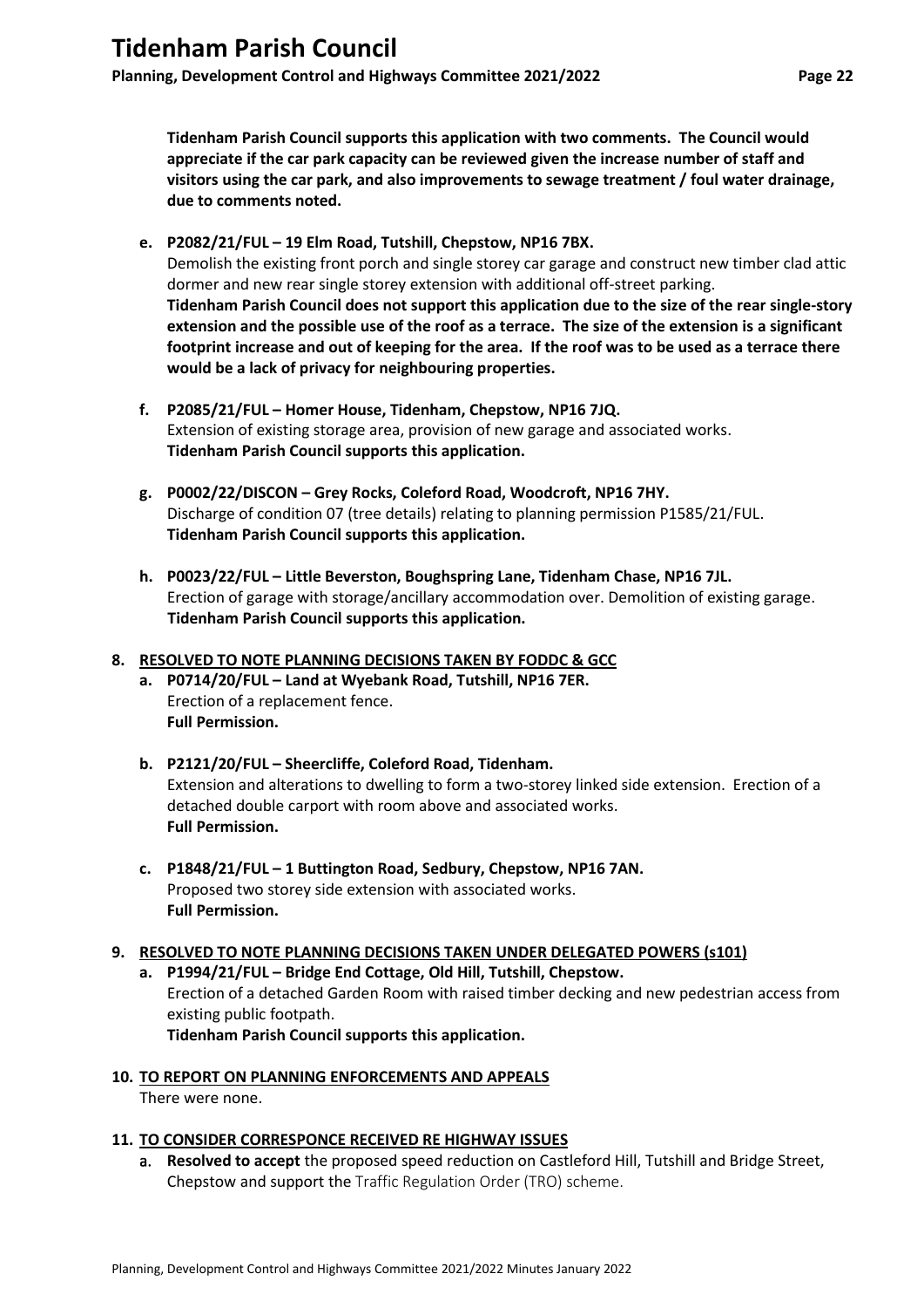**Tidenham Parish Council supports this application with two comments. The Council would appreciate if the car park capacity can be reviewed given the increase number of staff and visitors using the car park, and also improvements to sewage treatment / foul water drainage, due to comments noted.**

e. **P2082/21/FUL – 19 Elm Road, Tutshill, Chepstow, NP16 7BX.**
   Demolish the existing front porch and single storey car garage and construct new timber clad attic dormer and new rear single storey extension with additional off-street parking.
   **Tidenham Parish Council does not support this application due to the size of the rear single-story extension and the possible use of the roof as a terrace. The size of the extension is a significant footprint increase and out of keeping for the area. If the roof was to be used as a terrace there would be a lack of privacy for neighbouring properties.**

f. **P2085/21/FUL – Homer House, Tidenham, Chepstow, NP16 7JQ.**
   Extension of existing storage area, provision of new garage and associated works.
   **Tidenham Parish Council supports this application.**

g. **P0002/22/DISCON – Grey Rocks, Coleford Road, Woodcroft, NP16 7HY.**
   Discharge of condition 07 (tree details) relating to planning permission P1585/21/FUL.
   **Tidenham Parish Council supports this application.**

h. **P0023/22/FUL – Little Beverston, Boughspring Lane, Tidenham Chase, NP16 7JL.**
   Erection of garage with storage/ancillary accommodation over. Demolition of existing garage.
   **Tidenham Parish Council supports this application.**

**8. RESOLVED TO NOTE PLANNING DECISIONS TAKEN BY FODDC & GCC**

a. **P0714/20/FUL – Land at Wyebank Road, Tutshill, NP16 7ER.**
   Erection of a replacement fence.
   **Full Permission.**

b. **P2121/20/FUL – Sheercliffe, Coleford Road, Tidenham.**
   Extension and alterations to dwelling to form a two-storey linked side extension. Erection of a detached double carport with room above and associated works.
   **Full Permission.**

c. **P1848/21/FUL – 1 Buttington Road, Sedbury, Chepstow, NP16 7AN.**
   Proposed two storey side extension with associated works.
   **Full Permission.**

**9. RESOLVED TO NOTE PLANNING DECISIONS TAKEN UNDER DELEGATED POWERS (s101)**

a. **P1994/21/FUL – Bridge End Cottage, Old Hill, Tutshill, Chepstow.**
   Erection of a detached Garden Room with raised timber decking and new pedestrian access from existing public footpath.
   **Tidenham Parish Council supports this application.**

**10. TO REPORT ON PLANNING ENFORCEMENTS AND APPEALS**

There were none.

**11. TO CONSIDER CORRESPONCE RECEIVED RE HIGHWAY ISSUES**

a. **Resolved to accept** the proposed speed reduction on Castleford Hill, Tutshill and Bridge Street, Chepstow and support the Traffic Regulation Order (TRO) scheme.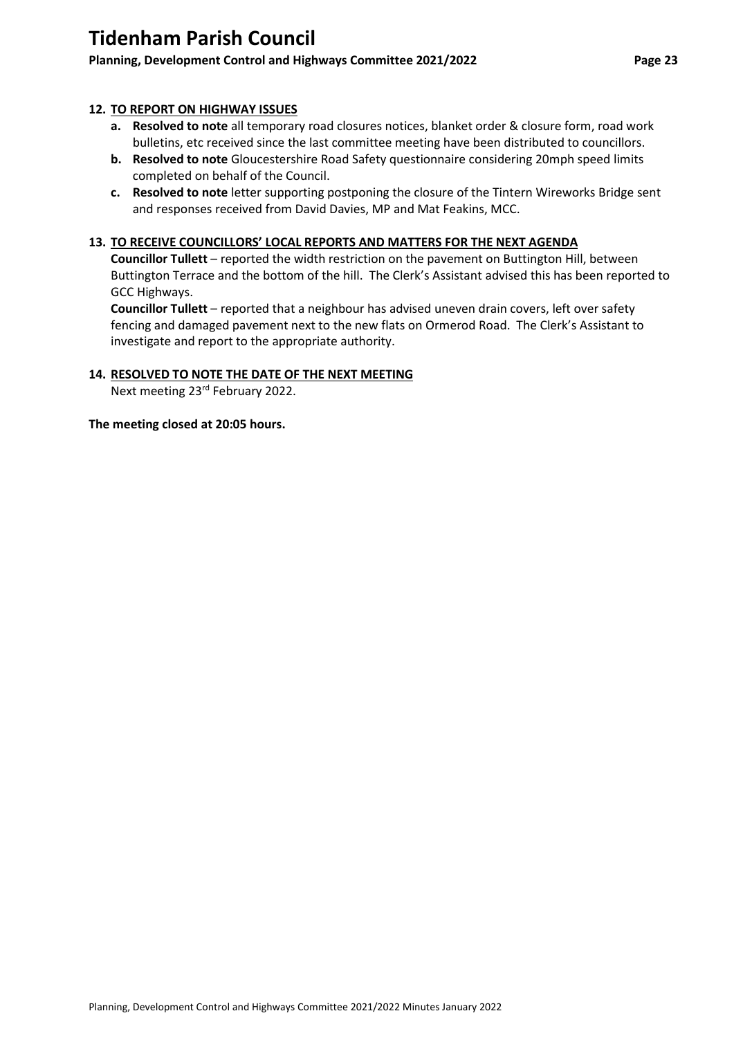**12. TO REPORT ON HIGHWAY ISSUES**

- **a. Resolved to note** all temporary road closures notices, blanket order & closure form, road work bulletins, etc received since the last committee meeting have been distributed to councillors.
- **b. Resolved to note** Gloucestershire Road Safety questionnaire considering 20mph speed limits completed on behalf of the Council.
- **c. Resolved to note** letter supporting postponing the closure of the Tintern Wireworks Bridge sent and responses received from David Davies, MP and Mat Feakins, MCC.

**13. TO RECEIVE COUNCILLORS' LOCAL REPORTS AND MATTERS FOR THE NEXT AGENDA**

**Councillor Tullett** – reported the width restriction on the pavement on Buttington Hill, between Buttington Terrace and the bottom of the hill. The Clerk's Assistant advised this has been reported to GCC Highways.

**Councillor Tullett** – reported that a neighbour has advised uneven drain covers, left over safety fencing and damaged pavement next to the new flats on Ormerod Road. The Clerk's Assistant to investigate and report to the appropriate authority.

**14. RESOLVED TO NOTE THE DATE OF THE NEXT MEETING**

Next meeting 23rd February 2022.

**The meeting closed at 20:05 hours.**